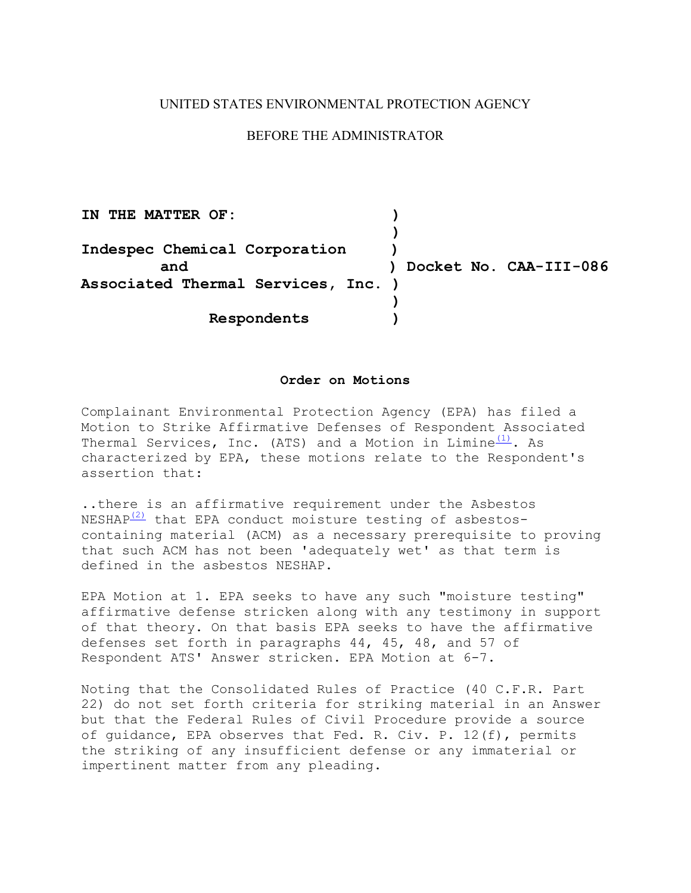UNITED STATES ENVIRONMENTAL PROTECTION AGENCY

BEFORE THE ADMINISTRATOR

**IN THE MATTER OF:**

**Indespec Chemical Corporation**
**and**
**Associated Thermal Services, Inc.**

**Respondents**

**Docket No. CAA-III-086**

**Order on Motions**

Complainant Environmental Protection Agency (EPA) has filed a Motion to Strike Affirmative Defenses of Respondent Associated Thermal Services, Inc. (ATS) and a Motion in Limine[(1)]. As characterized by EPA, these motions relate to the Respondent's assertion that:

..there is an affirmative requirement under the Asbestos NESHAP[(2)] that EPA conduct moisture testing of asbestos-containing material (ACM) as a necessary prerequisite to proving that such ACM has not been 'adequately wet' as that term is defined in the asbestos NESHAP.

EPA Motion at 1. EPA seeks to have any such "moisture testing" affirmative defense stricken along with any testimony in support of that theory. On that basis EPA seeks to have the affirmative defenses set forth in paragraphs 44, 45, 48, and 57 of Respondent ATS' Answer stricken. EPA Motion at 6-7.

Noting that the Consolidated Rules of Practice (40 C.F.R. Part 22) do not set forth criteria for striking material in an Answer but that the Federal Rules of Civil Procedure provide a source of guidance, EPA observes that Fed. R. Civ. P. 12(f), permits the striking of any insufficient defense or any immaterial or impertinent matter from any pleading.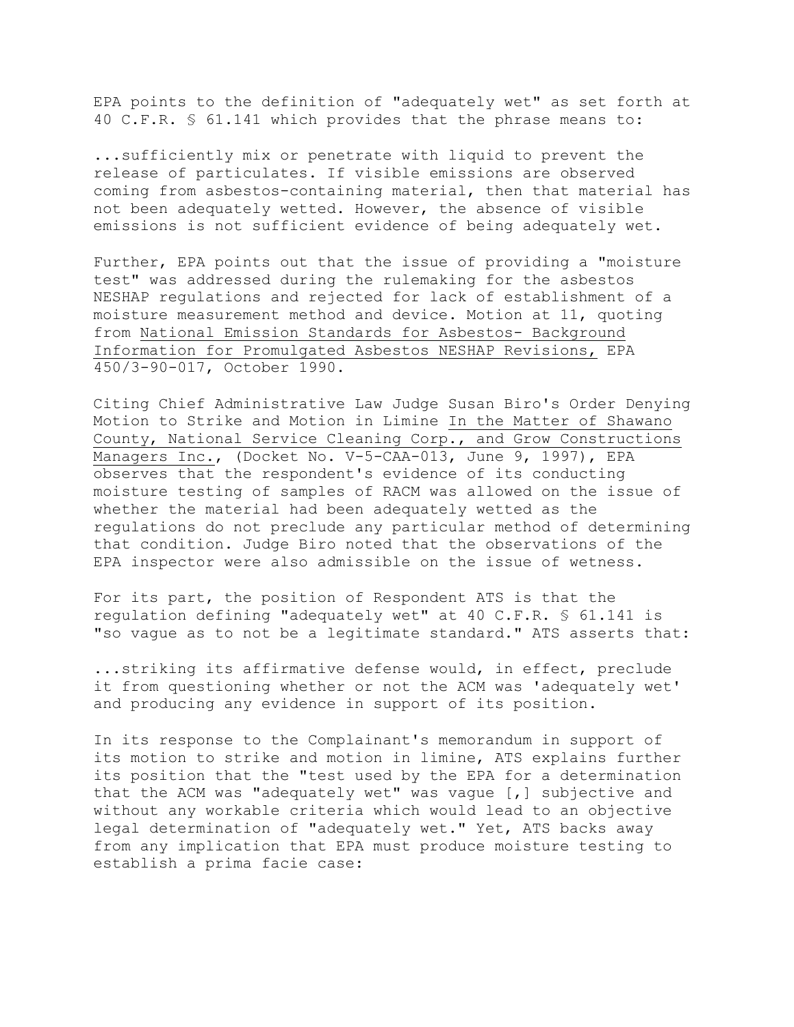EPA points to the definition of "adequately wet" as set forth at 40 C.F.R. § 61.141 which provides that the phrase means to:

> ...sufficiently mix or penetrate with liquid to prevent the release of particulates. If visible emissions are observed coming from asbestos-containing material, then that material has not been adequately wetted. However, the absence of visible emissions is not sufficient evidence of being adequately wet.

Further, EPA points out that the issue of providing a "moisture test" was addressed during the rulemaking for the asbestos NESHAP regulations and rejected for lack of establishment of a moisture measurement method and device. Motion at 11, quoting from National Emission Standards for Asbestos- Background Information for Promulgated Asbestos NESHAP Revisions, EPA 450/3-90-017, October 1990.

Citing Chief Administrative Law Judge Susan Biro's Order Denying Motion to Strike and Motion in Limine In the Matter of Shawano County, National Service Cleaning Corp., and Grow Constructions Managers Inc., (Docket No. V-5-CAA-013, June 9, 1997), EPA observes that the respondent's evidence of its conducting moisture testing of samples of RACM was allowed on the issue of whether the material had been adequately wetted as the regulations do not preclude any particular method of determining that condition. Judge Biro noted that the observations of the EPA inspector were also admissible on the issue of wetness.

For its part, the position of Respondent ATS is that the regulation defining "adequately wet" at 40 C.F.R. § 61.141 is "so vague as to not be a legitimate standard." ATS asserts that:

> ...striking its affirmative defense would, in effect, preclude it from questioning whether or not the ACM was 'adequately wet' and producing any evidence in support of its position.

In its response to the Complainant's memorandum in support of its motion to strike and motion in limine, ATS explains further its position that the "test used by the EPA for a determination that the ACM was "adequately wet" was vague [,] subjective and without any workable criteria which would lead to an objective legal determination of "adequately wet." Yet, ATS backs away from any implication that EPA must produce moisture testing to establish a prima facie case: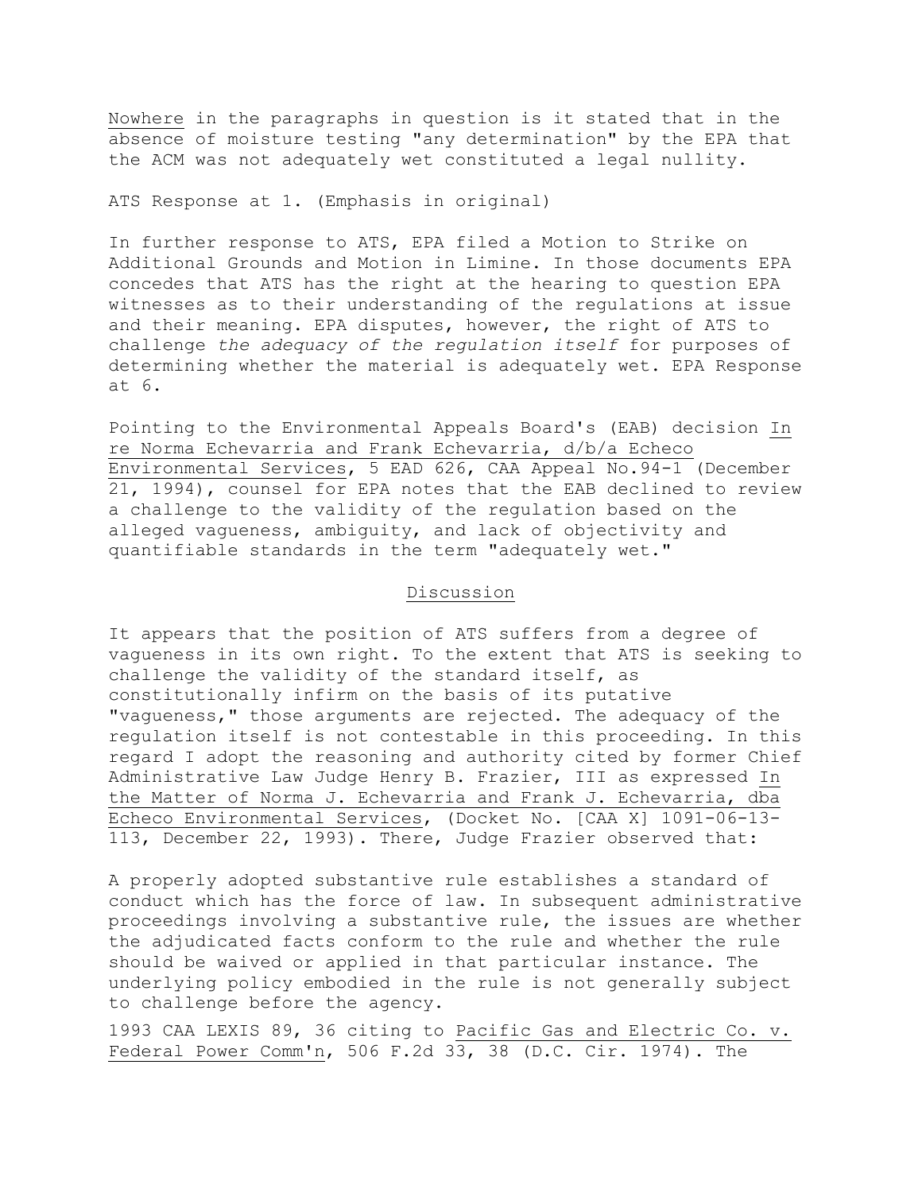Nowhere in the paragraphs in question is it stated that in the absence of moisture testing "any determination" by the EPA that the ACM was not adequately wet constituted a legal nullity.

ATS Response at 1. (Emphasis in original)

In further response to ATS, EPA filed a Motion to Strike on Additional Grounds and Motion in Limine. In those documents EPA concedes that ATS has the right at the hearing to question EPA witnesses as to their understanding of the regulations at issue and their meaning. EPA disputes, however, the right of ATS to challenge *the adequacy of the regulation itself* for purposes of determining whether the material is adequately wet. EPA Response at 6.

Pointing to the Environmental Appeals Board's (EAB) decision In re Norma Echevarria and Frank Echevarria, d/b/a Echeco Environmental Services, 5 EAD 626, CAA Appeal No.94-1 (December 21, 1994), counsel for EPA notes that the EAB declined to review a challenge to the validity of the regulation based on the alleged vagueness, ambiguity, and lack of objectivity and quantifiable standards in the term "adequately wet."

## Discussion

It appears that the position of ATS suffers from a degree of vagueness in its own right. To the extent that ATS is seeking to challenge the validity of the standard itself, as constitutionally infirm on the basis of its putative "vagueness," those arguments are rejected. The adequacy of the regulation itself is not contestable in this proceeding. In this regard I adopt the reasoning and authority cited by former Chief Administrative Law Judge Henry B. Frazier, III as expressed In the Matter of Norma J. Echevarria and Frank J. Echevarria, dba Echeco Environmental Services, (Docket No. [CAA X] 1091-06-13-113, December 22, 1993). There, Judge Frazier observed that:

A properly adopted substantive rule establishes a standard of conduct which has the force of law. In subsequent administrative proceedings involving a substantive rule, the issues are whether the adjudicated facts conform to the rule and whether the rule should be waived or applied in that particular instance. The underlying policy embodied in the rule is not generally subject to challenge before the agency.

1993 CAA LEXIS 89, 36 citing to Pacific Gas and Electric Co. v. Federal Power Comm'n, 506 F.2d 33, 38 (D.C. Cir. 1974). The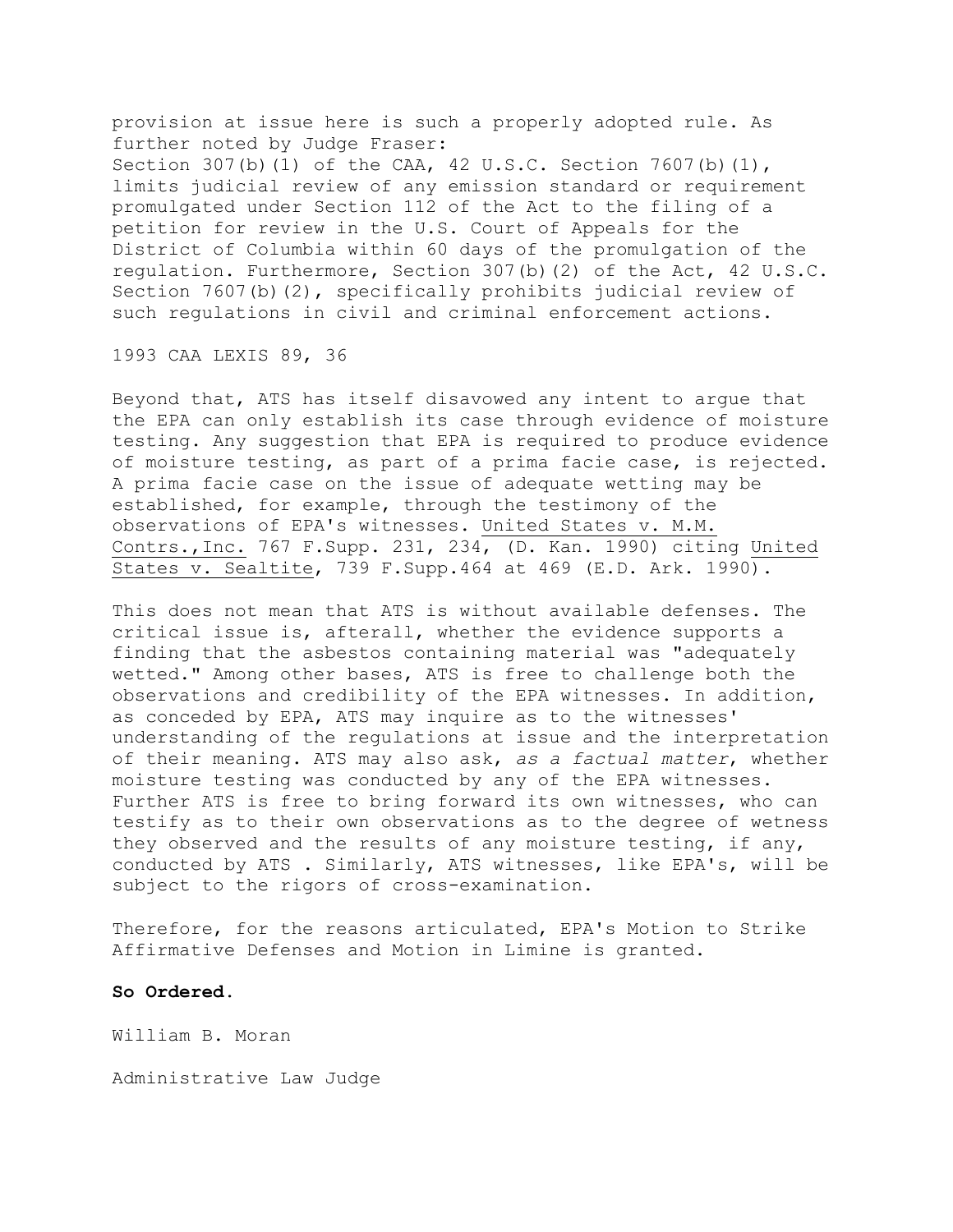provision at issue here is such a properly adopted rule. As further noted by Judge Fraser:

Section 307(b)(1) of the CAA, 42 U.S.C. Section 7607(b)(1), limits judicial review of any emission standard or requirement promulgated under Section 112 of the Act to the filing of a petition for review in the U.S. Court of Appeals for the District of Columbia within 60 days of the promulgation of the regulation. Furthermore, Section 307(b)(2) of the Act, 42 U.S.C. Section 7607(b)(2), specifically prohibits judicial review of such regulations in civil and criminal enforcement actions.

1993 CAA LEXIS 89, 36

Beyond that, ATS has itself disavowed any intent to argue that the EPA can only establish its case through evidence of moisture testing. Any suggestion that EPA is required to produce evidence of moisture testing, as part of a prima facie case, is rejected. A prima facie case on the issue of adequate wetting may be established, for example, through the testimony of the observations of EPA's witnesses. United States v. M.M. Contrs.,Inc. 767 F.Supp. 231, 234, (D. Kan. 1990) citing United States v. Sealtite, 739 F.Supp.464 at 469 (E.D. Ark. 1990).

This does not mean that ATS is without available defenses. The critical issue is, afterall, whether the evidence supports a finding that the asbestos containing material was "adequately wetted." Among other bases, ATS is free to challenge both the observations and credibility of the EPA witnesses. In addition, as conceded by EPA, ATS may inquire as to the witnesses' understanding of the regulations at issue and the interpretation of their meaning. ATS may also ask, *as a factual matter*, whether moisture testing was conducted by any of the EPA witnesses. Further ATS is free to bring forward its own witnesses, who can testify as to their own observations as to the degree of wetness they observed and the results of any moisture testing, if any, conducted by ATS . Similarly, ATS witnesses, like EPA's, will be subject to the rigors of cross-examination.

Therefore, for the reasons articulated, EPA's Motion to Strike Affirmative Defenses and Motion in Limine is granted.

**So Ordered.**

William B. Moran

Administrative Law Judge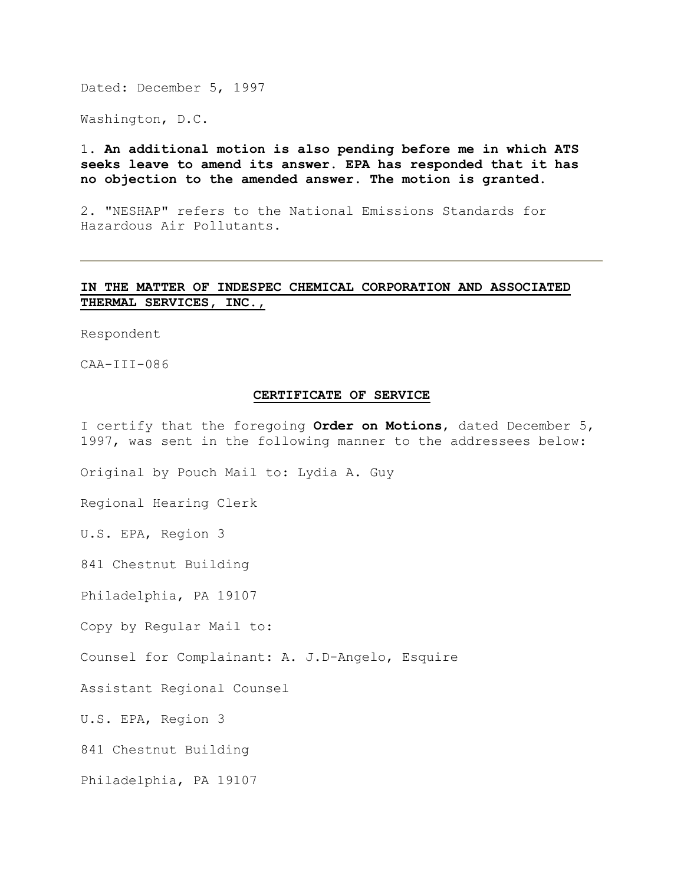Dated: December 5, 1997

Washington, D.C.

1. **An additional motion is also pending before me in which ATS seeks leave to amend its answer. EPA has responded that it has no objection to the amended answer. The motion is granted.**

2. "NESHAP" refers to the National Emissions Standards for Hazardous Air Pollutants.

---

**IN THE MATTER OF INDESPEC CHEMICAL CORPORATION AND ASSOCIATED THERMAL SERVICES, INC.,**

Respondent

CAA-III-086

**CERTIFICATE OF SERVICE**

I certify that the foregoing **Order on Motions**, dated December 5, 1997, was sent in the following manner to the addressees below:

Original by Pouch Mail to: Lydia A. Guy

Regional Hearing Clerk

U.S. EPA, Region 3

841 Chestnut Building

Philadelphia, PA 19107

Copy by Regular Mail to:

Counsel for Complainant: A. J.D-Angelo, Esquire

Assistant Regional Counsel

U.S. EPA, Region 3

841 Chestnut Building

Philadelphia, PA 19107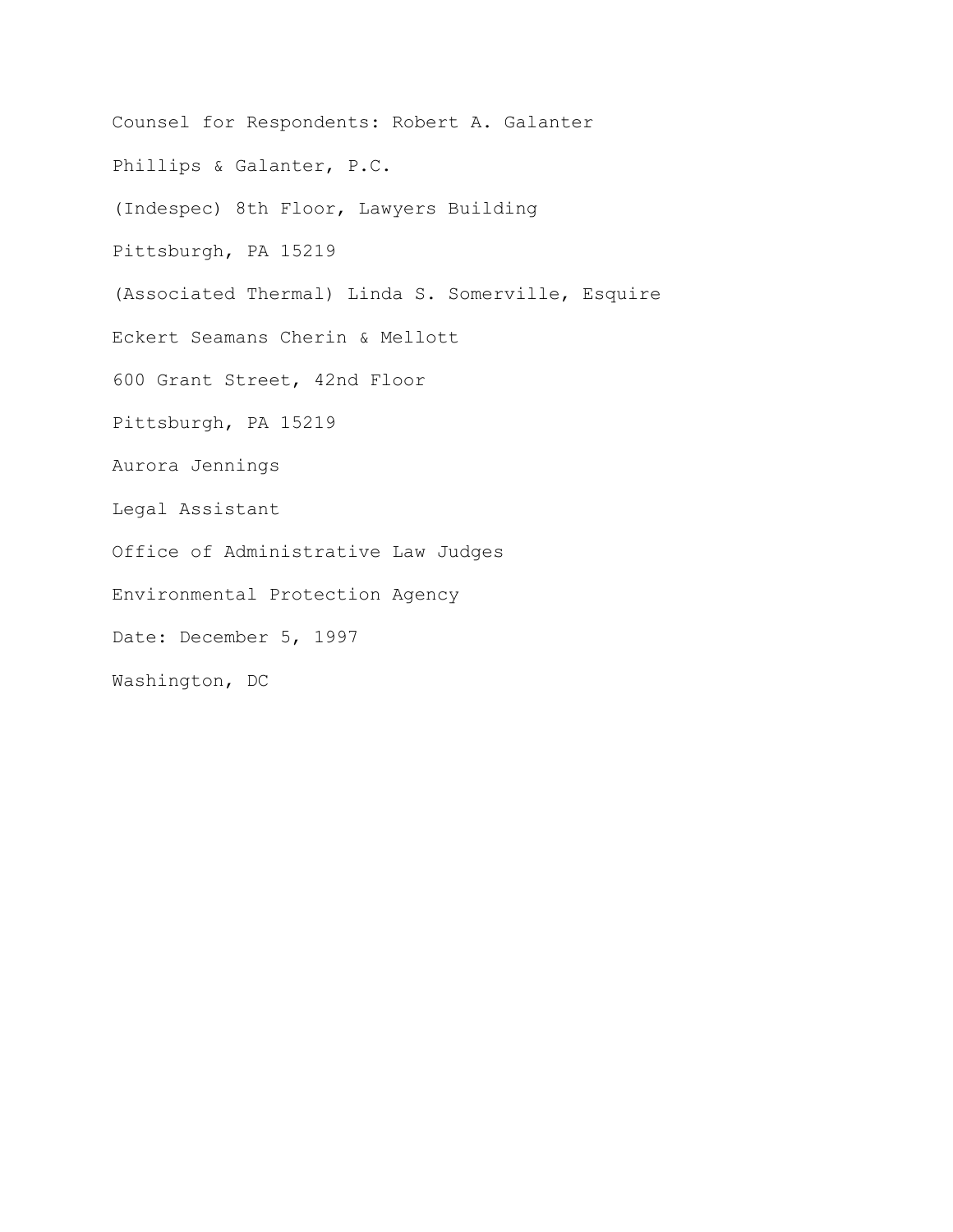Counsel for Respondents: Robert A. Galanter

Phillips & Galanter, P.C.

(Indespec) 8th Floor, Lawyers Building

Pittsburgh, PA 15219

(Associated Thermal) Linda S. Somerville, Esquire

Eckert Seamans Cherin & Mellott

600 Grant Street, 42nd Floor

Pittsburgh, PA 15219

Aurora Jennings

Legal Assistant

Office of Administrative Law Judges

Environmental Protection Agency

Date: December 5, 1997

Washington, DC